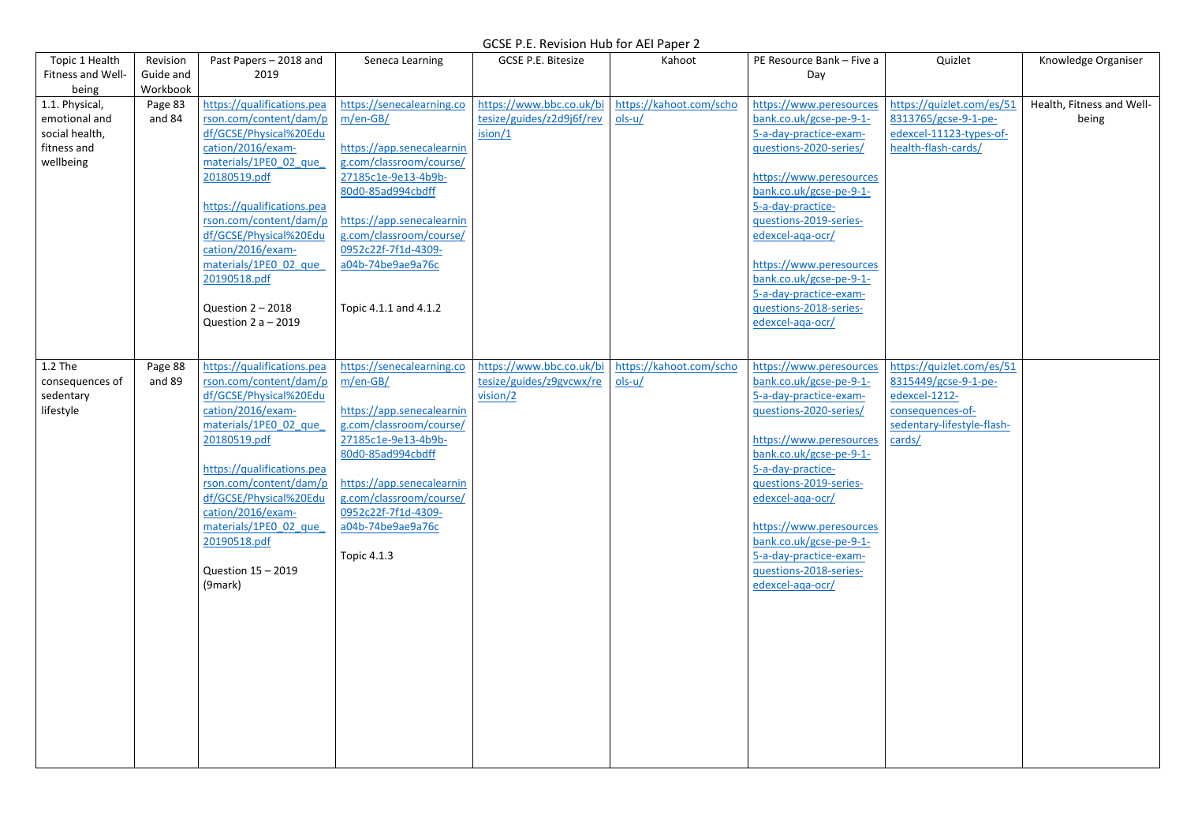# GCSE P.E. Revision Hub for AEI Paper 2

| Topic 1 Health Fitness and Well-being | Revision Guide and Workbook | Past Papers – 2018 and 2019 | Seneca Learning | GCSE P.E. Bitesize | Kahoot | PE Resource Bank – Five a Day | Quizlet | Knowledge Organiser |
|---|---|---|---|---|---|---|---|---|
| 1.1. Physical, emotional and social health, fitness and wellbeing | Page 83 and 84 | https://qualifications.pearson.com/content/dam/pdf/GCSE/Physical%20Education/2016/exam-materials/1PE0_02_que_20180519.pdf<br><br>https://qualifications.pearson.com/content/dam/pdf/GCSE/Physical%20Education/2016/exam-materials/1PE0_02_que_20190518.pdf<br><br>Question 2 – 2018<br>Question 2 a – 2019 | https://senecalearning.com/en-GB/<br><br>https://app.senecalearning.com/classroom/course/27185c1e-9e13-4b9b-80d0-85ad994cbdff<br><br>https://app.senecalearning.com/classroom/course/0952c22f-7f1d-4309-a04b-74be9ae9a76c<br><br>Topic 4.1.1 and 4.1.2 | https://www.bbc.co.uk/bitesize/guides/z2d9j6f/revision/1 | https://kahoot.com/schools-u/ | https://www.peresourcesbank.co.uk/gcse-pe-9-1-5-a-day-practice-exam-questions-2020-series/<br><br>https://www.peresourcesbank.co.uk/gcse-pe-9-1-5-a-day-practice-questions-2019-series-edexcel-aqa-ocr/<br><br>https://www.peresourcesbank.co.uk/gcse-pe-9-1-5-a-day-practice-exam-questions-2018-series-edexcel-aqa-ocr/ | https://quizlet.com/es/518313765/gcse-9-1-pe-edexcel-11123-types-of-health-flash-cards/ | Health, Fitness and Well-being |
| 1.2 The consequences of sedentary lifestyle | Page 88 and 89 | https://qualifications.pearson.com/content/dam/pdf/GCSE/Physical%20Education/2016/exam-materials/1PE0_02_que_20180519.pdf<br><br>https://qualifications.pearson.com/content/dam/pdf/GCSE/Physical%20Education/2016/exam-materials/1PE0_02_que_20190518.pdf<br><br>Question 15 – 2019 (9mark) | https://senecalearning.com/en-GB/<br><br>https://app.senecalearning.com/classroom/course/27185c1e-9e13-4b9b-80d0-85ad994cbdff<br><br>https://app.senecalearning.com/classroom/course/0952c22f-7f1d-4309-a04b-74be9ae9a76c<br><br>Topic 4.1.3 | https://www.bbc.co.uk/bitesize/guides/z9gvcwx/revision/2 | https://kahoot.com/schools-u/ | https://www.peresourcesbank.co.uk/gcse-pe-9-1-5-a-day-practice-exam-questions-2020-series/<br><br>https://www.peresourcesbank.co.uk/gcse-pe-9-1-5-a-day-practice-questions-2019-series-edexcel-aqa-ocr/<br><br>https://www.peresourcesbank.co.uk/gcse-pe-9-1-5-a-day-practice-exam-questions-2018-series-edexcel-aqa-ocr/ | https://quizlet.com/es/518315449/gcse-9-1-pe-edexcel-1212-consequences-of-sedentary-lifestyle-flash-cards/ | |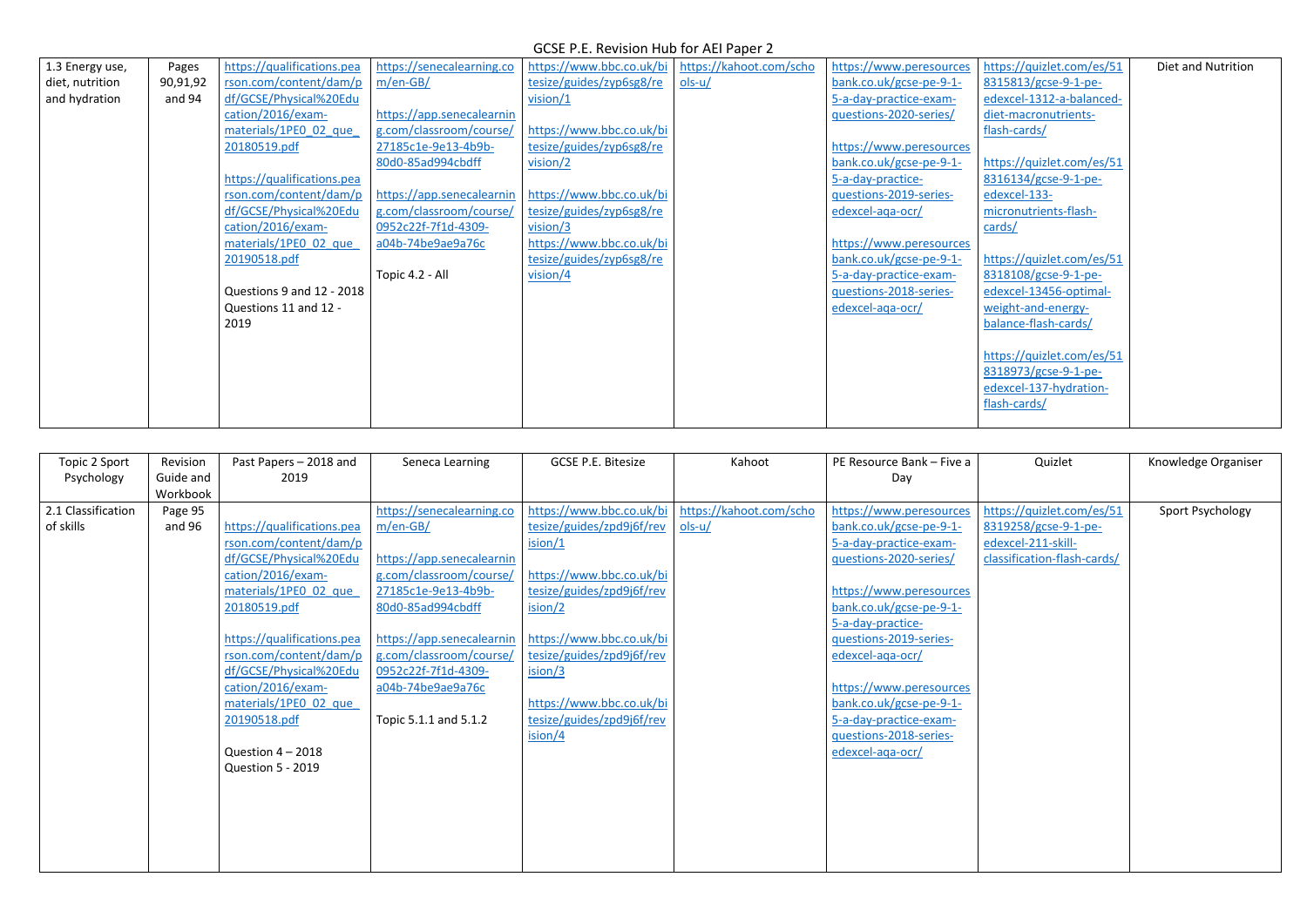GCSE P.E. Revision Hub for AEI Paper 2

| 1.3 Energy use, diet, nutrition and hydration | Pages 90,91,92 and 94 | https://qualifications.pearson.com/content/dam/pdf/GCSE/Physical%20Education/2016/exam-materials/1PE0_02_que_20180519.pdf<br><br>https://qualifications.pearson.com/content/dam/pdf/GCSE/Physical%20Education/2016/exam-materials/1PE0_02_que_20190518.pdf<br><br>Questions 9 and 12 - 2018<br>Questions 11 and 12 - 2019 | https://senecalearning.com/en-GB/<br><br>https://app.senecalearning.com/classroom/course/27185c1e-9e13-4b9b-80d0-85ad994cbdff<br><br>https://app.senecalearning.com/classroom/course/0952c22f-7f1d-4309-a04b-74be9ae9a76c<br><br>Topic 4.2 - All | https://www.bbc.co.uk/bitesize/guides/zyp6sg8/revision/1<br><br>https://www.bbc.co.uk/bitesize/guides/zyp6sg8/revision/2<br><br>https://www.bbc.co.uk/bitesize/guides/zyp6sg8/revision/3<br>https://www.bbc.co.uk/bitesize/guides/zyp6sg8/revision/4 | https://kahoot.com/schools-u/ | https://www.peresourcesbank.co.uk/gcse-pe-9-1-5-a-day-practice-exam-questions-2020-series/<br><br>https://www.peresourcesbank.co.uk/gcse-pe-9-1-5-a-day-practice-questions-2019-series-edexcel-aqa-ocr/<br><br>https://www.peresourcesbank.co.uk/gcse-pe-9-1-5-a-day-practice-exam-questions-2018-series-edexcel-aqa-ocr/ | https://quizlet.com/es/518315813/gcse-9-1-pe-edexcel-1312-a-balanced-diet-macronutrients-flash-cards/<br><br>https://quizlet.com/es/518316134/gcse-9-1-pe-edexcel-133-micronutrients-flash-cards/<br><br>https://quizlet.com/es/518318108/gcse-9-1-pe-edexcel-13456-optimal-weight-and-energy-balance-flash-cards/<br><br>https://quizlet.com/es/518318973/gcse-9-1-pe-edexcel-137-hydration-flash-cards/ | Diet and Nutrition |
|---|---|---|---|---|---|---|---|---|

| Topic 2 Sport Psychology | Revision Guide and Workbook | Past Papers – 2018 and 2019 | Seneca Learning | GCSE P.E. Bitesize | Kahoot | PE Resource Bank – Five a Day | Quizlet | Knowledge Organiser |
|---|---|---|---|---|---|---|---|---|
| 2.1 Classification of skills | Page 95 and 96 | https://qualifications.pearson.com/content/dam/pdf/GCSE/Physical%20Education/2016/exam-materials/1PE0_02_que_20180519.pdf<br><br>https://qualifications.pearson.com/content/dam/pdf/GCSE/Physical%20Education/2016/exam-materials/1PE0_02_que_20190518.pdf<br><br>Question 4 – 2018<br>Question 5 - 2019 | https://senecalearning.com/en-GB/<br><br>https://app.senecalearning.com/classroom/course/27185c1e-9e13-4b9b-80d0-85ad994cbdff<br><br>https://app.senecalearning.com/classroom/course/0952c22f-7f1d-4309-a04b-74be9ae9a76c<br><br>Topic 5.1.1 and 5.1.2 | https://www.bbc.co.uk/bitesize/guides/zpd9j6f/revision/1<br><br>https://www.bbc.co.uk/bitesize/guides/zpd9j6f/revision/2<br><br>https://www.bbc.co.uk/bitesize/guides/zpd9j6f/revision/3<br><br>https://www.bbc.co.uk/bitesize/guides/zpd9j6f/revision/4 | https://kahoot.com/schools-u/ | https://www.peresourcesbank.co.uk/gcse-pe-9-1-5-a-day-practice-exam-questions-2020-series/<br><br>https://www.peresourcesbank.co.uk/gcse-pe-9-1-5-a-day-practice-questions-2019-series-edexcel-aqa-ocr/<br><br>https://www.peresourcesbank.co.uk/gcse-pe-9-1-5-a-day-practice-exam-questions-2018-series-edexcel-aqa-ocr/ | https://quizlet.com/es/518319258/gcse-9-1-pe-edexcel-211-skill-classification-flash-cards/ | Sport Psychology |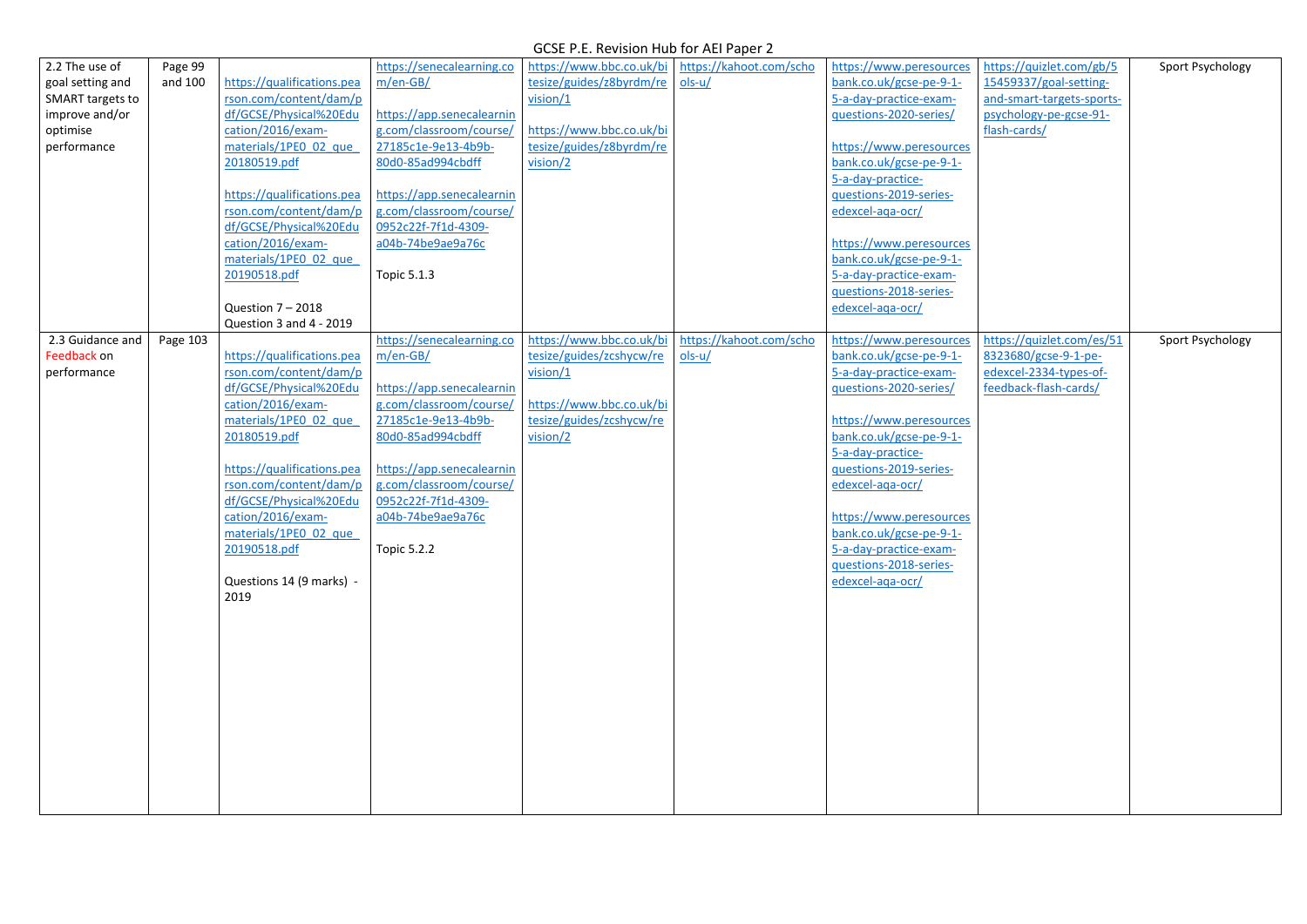# GCSE P.E. Revision Hub for AEI Paper 2

| | | | | | | | | |
|---|---|---|---|---|---|---|---|---|
| 2.2 The use of goal setting and SMART targets to improve and/or optimise performance | Page 99 and 100 | https://qualifications.pearson.com/content/dam/pdf/GCSE/Physical%20Education/2016/exam-materials/1PE0_02_que_20180519.pdf <br><br> https://qualifications.pearson.com/content/dam/pdf/GCSE/Physical%20Education/2016/exam-materials/1PE0_02_que_20190518.pdf <br><br> Question 7 – 2018 <br> Question 3 and 4 - 2019 | https://senecalearning.com/en-GB/ <br><br> https://app.senecalearning.com/classroom/course/27185c1e-9e13-4b9b-80d0-85ad994cbdff <br><br> https://app.senecalearning.com/classroom/course/0952c22f-7f1d-4309-a04b-74be9ae9a76c <br><br> Topic 5.1.3 | https://www.bbc.co.uk/bitesize/guides/z8byrdm/revision/1 <br><br> https://www.bbc.co.uk/bitesize/guides/z8byrdm/revision/2 | https://kahoot.com/schools-u/ | https://www.peresourcesbank.co.uk/gcse-pe-9-1-5-a-day-practice-exam-questions-2020-series/ <br><br> https://www.peresourcesbank.co.uk/gcse-pe-9-1-5-a-day-practice-questions-2019-series-edexcel-aqa-ocr/ <br><br> https://www.peresourcesbank.co.uk/gcse-pe-9-1-5-a-day-practice-exam-questions-2018-series-edexcel-aqa-ocr/ | https://quizlet.com/gb/515459337/goal-setting-and-smart-targets-sports-psychology-pe-gcse-91-flash-cards/ | Sport Psychology |
| 2.3 Guidance and Feedback on performance | Page 103 | https://qualifications.pearson.com/content/dam/pdf/GCSE/Physical%20Education/2016/exam-materials/1PE0_02_que_20180519.pdf <br><br> https://qualifications.pearson.com/content/dam/pdf/GCSE/Physical%20Education/2016/exam-materials/1PE0_02_que_20190518.pdf <br><br> Questions 14 (9 marks) - 2019 | https://senecalearning.com/en-GB/ <br><br> https://app.senecalearning.com/classroom/course/27185c1e-9e13-4b9b-80d0-85ad994cbdff <br><br> https://app.senecalearning.com/classroom/course/0952c22f-7f1d-4309-a04b-74be9ae9a76c <br><br> Topic 5.2.2 | https://www.bbc.co.uk/bitesize/guides/zcshycw/revision/1 <br><br> https://www.bbc.co.uk/bitesize/guides/zcshycw/revision/2 | https://kahoot.com/schools-u/ | https://www.peresourcesbank.co.uk/gcse-pe-9-1-5-a-day-practice-exam-questions-2020-series/ <br><br> https://www.peresourcesbank.co.uk/gcse-pe-9-1-5-a-day-practice-questions-2019-series-edexcel-aqa-ocr/ <br><br> https://www.peresourcesbank.co.uk/gcse-pe-9-1-5-a-day-practice-exam-questions-2018-series-edexcel-aqa-ocr/ | https://quizlet.com/es/518323680/gcse-9-1-pe-edexcel-2334-types-of-feedback-flash-cards/ | Sport Psychology |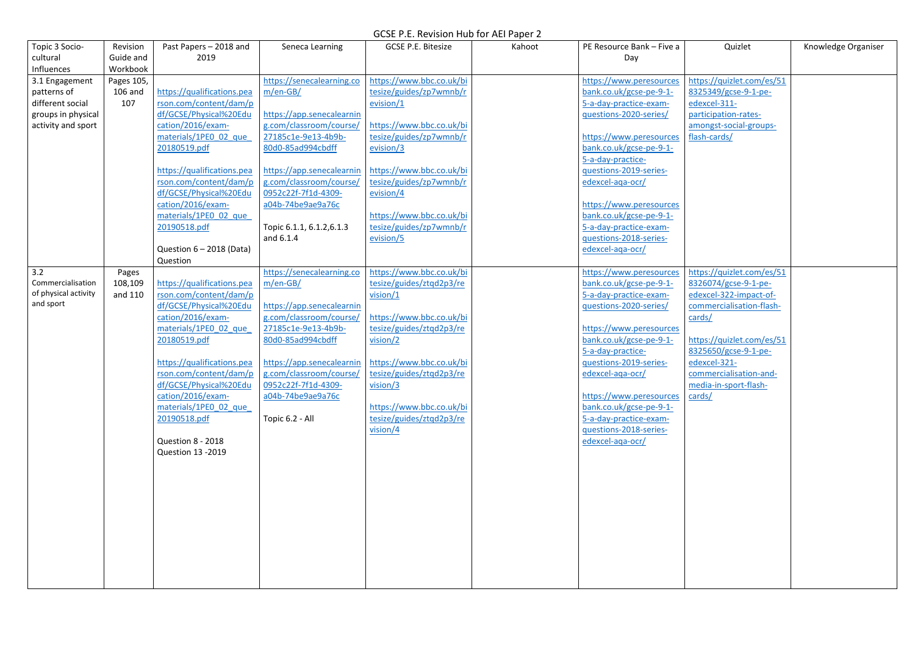# GCSE P.E. Revision Hub for AEI Paper 2

| Topic 3 Socio-cultural Influences | Revision Guide and Workbook | Past Papers – 2018 and 2019 | Seneca Learning | GCSE P.E. Bitesize | Kahoot | PE Resource Bank – Five a Day | Quizlet | Knowledge Organiser |
|---|---|---|---|---|---|---|---|---|
| 3.1 Engagement patterns of different social groups in physical activity and sport | Pages 105, 106 and 107 | https://qualifications.pearson.com/content/dam/pdf/GCSE/Physical%20Education/2016/exam-materials/1PE0_02_que_20180519.pdf<br><br>https://qualifications.pearson.com/content/dam/pdf/GCSE/Physical%20Education/2016/exam-materials/1PE0_02_que_20190518.pdf<br><br>Question 6 – 2018 (Data) Question | https://senecalearning.com/en-GB/<br><br>https://app.senecalearning.com/classroom/course/27185c1e-9e13-4b9b-80d0-85ad994cbdff<br><br>https://app.senecalearning.com/classroom/course/0952c22f-7f1d-4309-a04b-74be9ae9a76c<br><br>Topic 6.1.1, 6.1.2,6.1.3 and 6.1.4 | https://www.bbc.co.uk/bitesize/guides/zp7wmnb/revision/1<br><br>https://www.bbc.co.uk/bitesize/guides/zp7wmnb/revision/3<br><br>https://www.bbc.co.uk/bitesize/guides/zp7wmnb/revision/4<br><br>https://www.bbc.co.uk/bitesize/guides/zp7wmnb/revision/5 | | https://www.peresourcesbank.co.uk/gcse-pe-9-1-5-a-day-practice-exam-questions-2020-series/<br><br>https://www.peresourcesbank.co.uk/gcse-pe-9-1-5-a-day-practice-questions-2019-series-edexcel-aqa-ocr/<br><br>https://www.peresourcesbank.co.uk/gcse-pe-9-1-5-a-day-practice-exam-questions-2018-series-edexcel-aqa-ocr/ | https://quizlet.com/es/518325349/gcse-9-1-pe-edexcel-311-participation-rates-amongst-social-groups-flash-cards/ | |
| 3.2 Commercialisation of physical activity and sport | Pages 108,109 and 110 | https://qualifications.pearson.com/content/dam/pdf/GCSE/Physical%20Education/2016/exam-materials/1PE0_02_que_20180519.pdf<br><br>https://qualifications.pearson.com/content/dam/pdf/GCSE/Physical%20Education/2016/exam-materials/1PE0_02_que_20190518.pdf<br><br>Question 8 - 2018<br>Question 13 -2019 | https://senecalearning.com/en-GB/<br><br>https://app.senecalearning.com/classroom/course/27185c1e-9e13-4b9b-80d0-85ad994cbdff<br><br>https://app.senecalearning.com/classroom/course/0952c22f-7f1d-4309-a04b-74be9ae9a76c<br><br>Topic 6.2 - All | https://www.bbc.co.uk/bitesize/guides/ztqd2p3/revision/1<br><br>https://www.bbc.co.uk/bitesize/guides/ztqd2p3/revision/2<br><br>https://www.bbc.co.uk/bitesize/guides/ztqd2p3/revision/3<br><br>https://www.bbc.co.uk/bitesize/guides/ztqd2p3/revision/4 | | https://www.peresourcesbank.co.uk/gcse-pe-9-1-5-a-day-practice-exam-questions-2020-series/<br><br>https://www.peresourcesbank.co.uk/gcse-pe-9-1-5-a-day-practice-questions-2019-series-edexcel-aqa-ocr/<br><br>https://www.peresourcesbank.co.uk/gcse-pe-9-1-5-a-day-practice-exam-questions-2018-series-edexcel-aqa-ocr/ | https://quizlet.com/es/518326074/gcse-9-1-pe-edexcel-322-impact-of-commercialisation-flash-cards/<br><br>https://quizlet.com/es/518325650/gcse-9-1-pe-edexcel-321-commercialisation-and-media-in-sport-flash-cards/ | |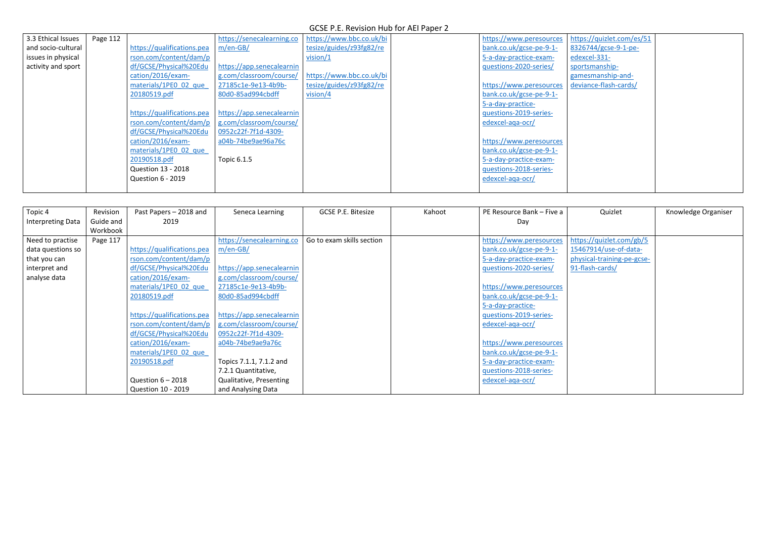| | | | | | | | | |
|---|---|---|---|---|---|---|---|---|
| 3.3 Ethical Issues and socio-cultural issues in physical activity and sport | Page 112 | https://qualifications.pearson.com/content/dam/pdf/GCSE/Physical%20Education/2016/exam-materials/1PE0_02_que_20180519.pdf<br><br>https://qualifications.pearson.com/content/dam/pdf/GCSE/Physical%20Education/2016/exam-materials/1PE0_02_que_20190518.pdf<br>Question 13 - 2018<br>Question 6 - 2019 | https://senecalearning.com/en-GB/<br><br>https://app.senecalearning.com/classroom/course/27185c1e-9e13-4b9b-80d0-85ad994cbdff<br><br>https://app.senecalearning.com/classroom/course/0952c22f-7f1d-4309-a04b-74be9ae96a76c<br><br>Topic 6.1.5 | https://www.bbc.co.uk/bitesize/guides/z93fg82/revision/1<br><br>https://www.bbc.co.uk/bitesize/guides/z93fg82/revision/4 | | https://www.peresourcesbank.co.uk/gcse-pe-9-1-5-a-day-practice-exam-questions-2020-series/<br><br>https://www.peresourcesbank.co.uk/gcse-pe-9-1-5-a-day-practice-questions-2019-series-edexcel-aqa-ocr/<br><br>https://www.peresourcesbank.co.uk/gcse-pe-9-1-5-a-day-practice-exam-questions-2018-series-edexcel-aqa-ocr/ | https://quizlet.com/es/518326744/gcse-9-1-pe-edexcel-331-sportsmanship-gamesmanship-and-deviance-flash-cards/ | |

| Topic 4 Interpreting Data | Revision Guide and Workbook | Past Papers – 2018 and 2019 | Seneca Learning | GCSE P.E. Bitesize | Kahoot | PE Resource Bank – Five a Day | Quizlet | Knowledge Organiser |
|---|---|---|---|---|---|---|---|---|
| Need to practise data questions so that you can interpret and analyse data | Page 117 | https://qualifications.pearson.com/content/dam/pdf/GCSE/Physical%20Education/2016/exam-materials/1PE0_02_que_20180519.pdf<br><br>https://qualifications.pearson.com/content/dam/pdf/GCSE/Physical%20Education/2016/exam-materials/1PE0_02_que_20190518.pdf<br><br>Question 6 – 2018<br>Question 10 - 2019 | https://senecalearning.com/en-GB/<br><br>https://app.senecalearning.com/classroom/course/27185c1e-9e13-4b9b-80d0-85ad994cbdff<br><br>https://app.senecalearning.com/classroom/course/0952c22f-7f1d-4309-a04b-74be9ae9a76c<br><br>Topics 7.1.1, 7.1.2 and 7.2.1 Quantitative, Qualitative, Presenting and Analysing Data | Go to exam skills section | | https://www.peresourcesbank.co.uk/gcse-pe-9-1-5-a-day-practice-exam-questions-2020-series/<br><br>https://www.peresourcesbank.co.uk/gcse-pe-9-1-5-a-day-practice-questions-2019-series-edexcel-aqa-ocr/<br><br>https://www.peresourcesbank.co.uk/gcse-pe-9-1-5-a-day-practice-exam-questions-2018-series-edexcel-aqa-ocr/ | https://quizlet.com/gb/515467914/use-of-data-physical-training-pe-gcse-91-flash-cards/ | |